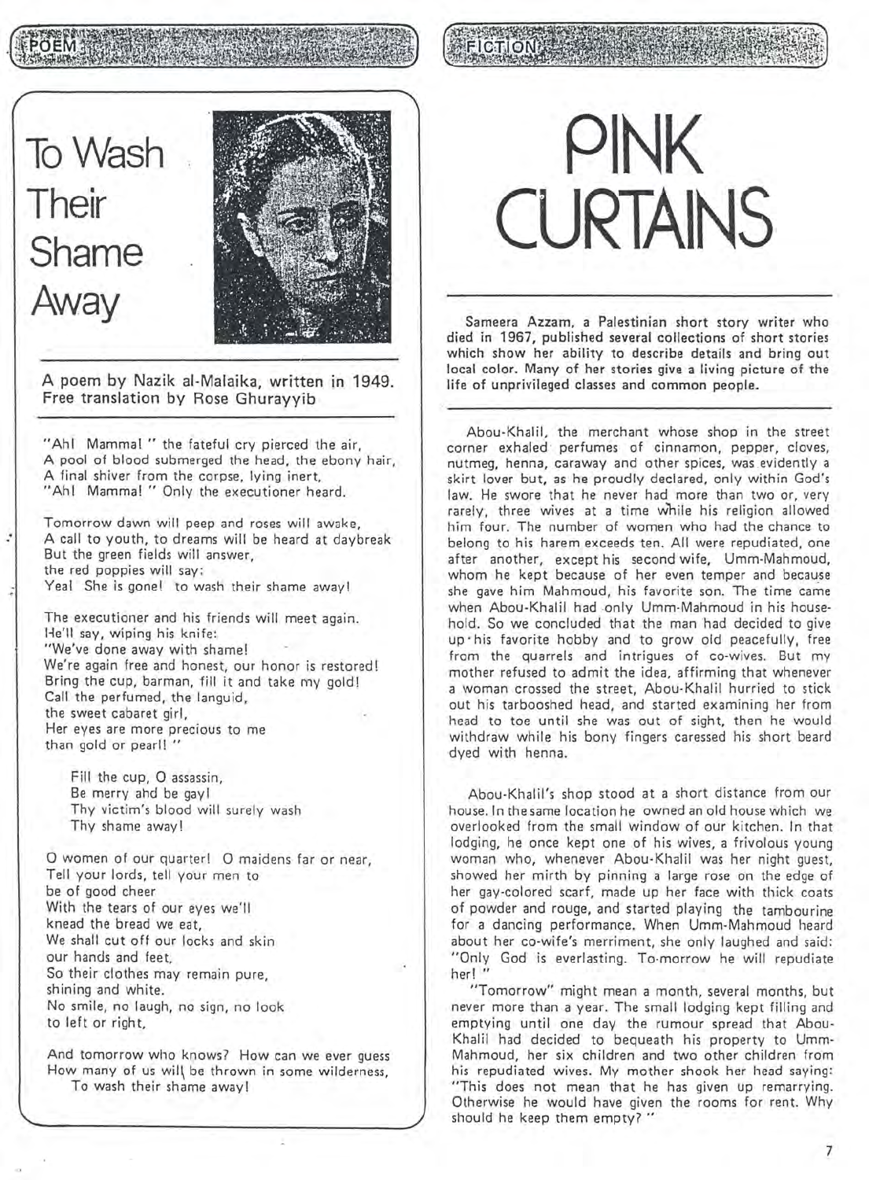POEM

# To Wash Their Shame Away

A poem by Nazik al-Malaika, written in 1949. Free translation by Rose Ghurayyib

"Ah! Mamma! " the fateful cry pierced the air,
A pool of blood submerged the head, the ebony hair,
A final shiver from the corpse, lying inert,
"Ah! Mamma! " Only the executioner heard.

Tomorrow dawn will peep and roses will awake,
A call to youth, to dreams will be heard at daybreak
But the green fields will answer,
the red poppies will say:
Yea! She is gone! to wash their shame away!

The executioner and his friends will meet again.
He'll say, wiping his knife:
"We've done away with shame!
We're again free and honest, our honor is restored!
Bring the cup, barman, fill it and take my gold!
Call the perfumed, the languid,
the sweet cabaret girl,
Her eyes are more precious to me
than gold or pearl! "

> Fill the cup, O assassin,
> Be merry and be gay!
> Thy victim's blood will surely wash
> Thy shame away!

O women of our quarter! O maidens far or near,
Tell your lords, tell your men to
be of good cheer
With the tears of our eyes we'll
knead the bread we eat,
We shall cut off our locks and skin
our hands and feet,
So their clothes may remain pure,
shining and white.
No smile, no laugh, no sign, no look
to left or right,

And tomorrow who knows? How can we ever guess
How many of us will be thrown in some wilderness,
To wash their shame away!

FICTION

# PINK CURTAINS

Sameera Azzam, a Palestinian short story writer who died in 1967, published several collections of short stories which show her ability to describe details and bring out local color. Many of her stories give a living picture of the life of unprivileged classes and common people.

Abou-Khalil, the merchant whose shop in the street corner exhaled perfumes of cinnamon, pepper, cloves, nutmeg, henna, caraway and other spices, was evidently a skirt lover but, as he proudly declared, only within God's law. He swore that he never had more than two or, very rarely, three wives at a time while his religion allowed him four. The number of women who had the chance to belong to his harem exceeds ten. All were repudiated, one after another, except his second wife, Umm-Mahmoud, whom he kept because of her even temper and because she gave him Mahmoud, his favorite son. The time came when Abou-Khalil had only Umm-Mahmoud in his household. So we concluded that the man had decided to give up his favorite hobby and to grow old peacefully, free from the quarrels and intrigues of co-wives. But my mother refused to admit the idea, affirming that whenever a woman crossed the street, Abou-Khalil hurried to stick out his tarbooshed head, and started examining her from head to toe until she was out of sight, then he would withdraw while his bony fingers caressed his short beard dyed with henna.

Abou-Khalil's shop stood at a short distance from our house. In the same location he owned an old house which we overlooked from the small window of our kitchen. In that lodging, he once kept one of his wives, a frivolous young woman who, whenever Abou-Khalil was her night guest, showed her mirth by pinning a large rose on the edge of her gay-colored scarf, made up her face with thick coats of powder and rouge, and started playing the tambourine for a dancing performance. When Umm-Mahmoud heard about her co-wife's merriment, she only laughed and said: "Only God is everlasting. To-morrow he will repudiate her! "

"Tomorrow" might mean a month, several months, but never more than a year. The small lodging kept filling and emptying until one day the rumour spread that Abou-Khalil had decided to bequeath his property to Umm-Mahmoud, her six children and two other children from his repudiated wives. My mother shook her head saying: "This does not mean that he has given up remarrying. Otherwise he would have given the rooms for rent. Why should he keep them empty? "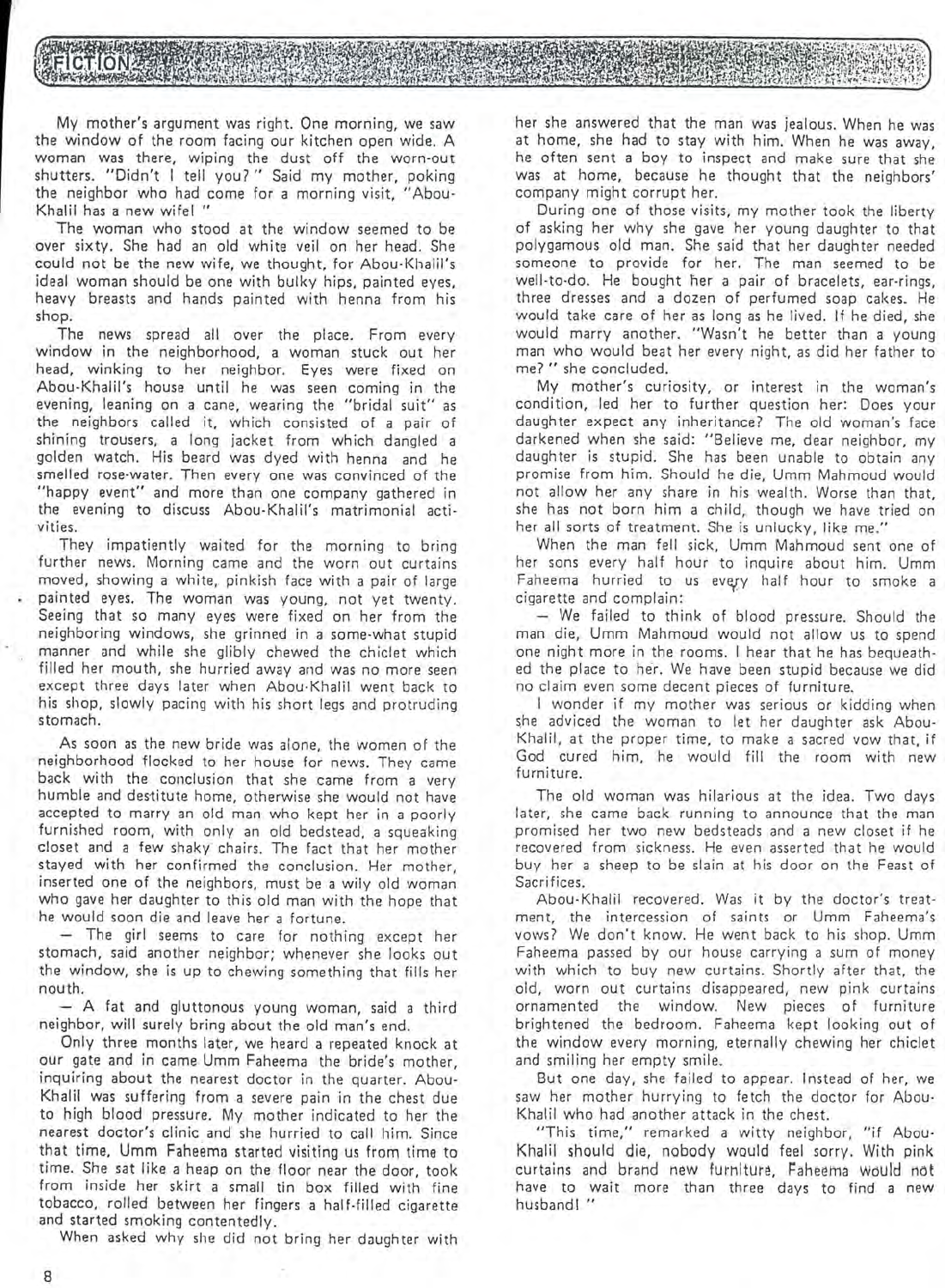My mother's argument was right. One morning, we saw the window of the room facing our kitchen open wide. A woman was there, wiping the dust off the worn-out shutters. "Didn't I tell you?" Said my mother, poking the neighbor who had come for a morning visit, "Abou-Khalil has a new wife!"

The woman who stood at the window seemed to be over sixty. She had an old white veil on her head. She could not be the new wife, we thought, for Abou-Khalil's ideal woman should be one with bulky hips, painted eyes, heavy breasts and hands painted with henna from his shop.

The news spread all over the place. From every window in the neighborhood, a woman stuck out her head, winking to her neighbor. Eyes were fixed on Abou-Khalil's house until he was seen coming in the evening, leaning on a cane, wearing the "bridal suit" as the neighbors called it, which consisted of a pair of shining trousers, a long jacket from which dangled a golden watch. His beard was dyed with henna and he smelled rose-water. Then every one was convinced of the "happy event" and more than one company gathered in the evening to discuss Abou-Khalil's matrimonial activities.

They impatiently waited for the morning to bring further news. Morning came and the worn out curtains moved, showing a white, pinkish face with a pair of large painted eyes. The woman was young, not yet twenty. Seeing that so many eyes were fixed on her from the neighboring windows, she grinned in a some-what stupid manner and while she glibly chewed the chiclet which filled her mouth, she hurried away and was no more seen except three days later when Abou-Khalil went back to his shop, slowly pacing with his short legs and protruding stomach.

As soon as the new bride was alone, the women of the neighborhood flocked to her house for news. They came back with the conclusion that she came from a very humble and destitute home, otherwise she would not have accepted to marry an old man who kept her in a poorly furnished room, with only an old bedstead, a squeaking closet and a few shaky chairs. The fact that her mother stayed with her confirmed the conclusion. Her mother, inserted one of the neighbors, must be a wily old woman who gave her daughter to this old man with the hope that he would soon die and leave her a fortune.

— The girl seems to care for nothing except her stomach, said another neighbor; whenever she looks out the window, she is up to chewing something that fills her nouth.

— A fat and gluttonous young woman, said a third neighbor, will surely bring about the old man's end.

Only three months later, we heard a repeated knock at our gate and in came Umm Faheema the bride's mother, inquiring about the nearest doctor in the quarter. Abou-Khalil was suffering from a severe pain in the chest due to high blood pressure. My mother indicated to her the nearest doctor's clinic and she hurried to call him. Since that time, Umm Faheema started visiting us from time to time. She sat like a heap on the floor near the door, took from inside her skirt a small tin box filled with fine tobacco, rolled between her fingers a half-filled cigarette and started smoking contentedly.

When asked why she did not bring her daughter with her she answered that the man was jealous. When he was at home, she had to stay with him. When he was away, he often sent a boy to inspect and make sure that she was at home, because he thought that the neighbors' company might corrupt her.

During one of those visits, my mother took the liberty of asking her why she gave her young daughter to that polygamous old man. She said that her daughter needed someone to provide for her. The man seemed to be well-to-do. He bought her a pair of bracelets, ear-rings, three dresses and a dozen of perfumed soap cakes. He would take care of her as long as he lived. If he died, she would marry another. "Wasn't he better than a young man who would beat her every night, as did her father to me?" she concluded.

My mother's curiosity, or interest in the woman's condition, led her to further question her: Does your daughter expect any inheritance? The old woman's face darkened when she said: "Believe me, dear neighbor, my daughter is stupid. She has been unable to obtain any promise from him. Should he die, Umm Mahmoud would not allow her any share in his wealth. Worse than that, she has not born him a child, though we have tried on her all sorts of treatment. She is unlucky, like me."

When the man fell sick, Umm Mahmoud sent one of her sons every half hour to inquire about him. Umm Faheema hurried to us every half hour to smoke a cigarette and complain:

— We failed to think of blood pressure. Should the man die, Umm Mahmoud would not allow us to spend one night more in the rooms. I hear that he has bequeathed the place to her. We have been stupid because we did no claim even some decent pieces of furniture.

I wonder if my mother was serious or kidding when she adviced the woman to let her daughter ask Abou-Khalil, at the proper time, to make a sacred vow that, if God cured him, he would fill the room with new furniture.

The old woman was hilarious at the idea. Two days later, she came back running to announce that the man promised her two new bedsteads and a new closet if he recovered from sickness. He even asserted that he would buy her a sheep to be slain at his door on the Feast of Sacrifices.

Abou-Khalil recovered. Was it by the doctor's treatment, the intercession of saints or Umm Faheema's vows? We don't know. He went back to his shop. Umm Faheema passed by our house carrying a sum of money with which to buy new curtains. Shortly after that, the old, worn out curtains disappeared, new pink curtains ornamented the window. New pieces of furniture brightened the bedroom. Faheema kept looking out of the window every morning, eternally chewing her chiclet and smiling her empty smile.

But one day, she failed to appear. Instead of her, we saw her mother hurrying to fetch the doctor for Abou-Khalil who had another attack in the chest.

"This time," remarked a witty neighbor, "if Abou-Khalil should die, nobody would feel sorry. With pink curtains and brand new furniture, Faheema would not have to wait more than three days to find a new husband!"